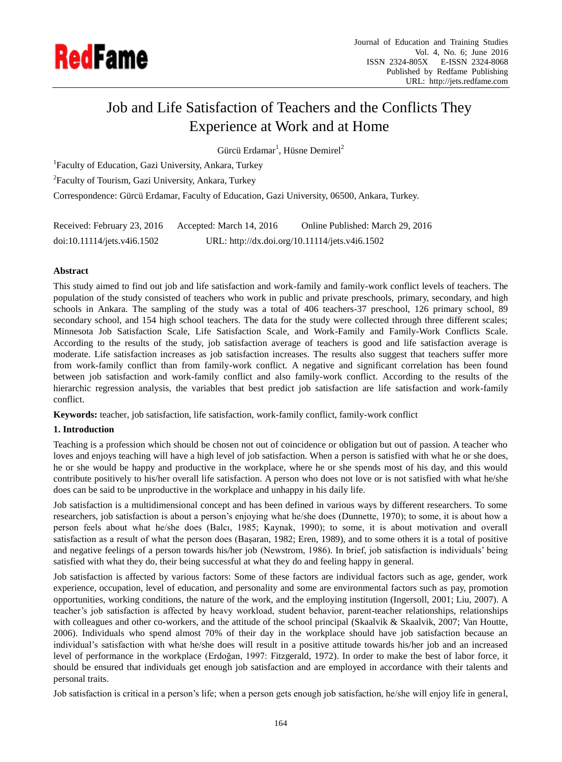# Job and Life Satisfaction of Teachers and the Conflicts They Experience at Work and at Home

Gürcü Erdamar[1], Hüsne Demirel[2]

[1]Faculty of Education, Gazi University, Ankara, Turkey

[2]Faculty of Tourism, Gazi University, Ankara, Turkey

Correspondence: Gürcü Erdamar, Faculty of Education, Gazi University, 06500, Ankara, Turkey.

Received: February 23, 2016 Accepted: March 14, 2016 Online Published: March 29, 2016

doi:10.11114/jets.v4i6.1502 URL: http://dx.doi.org/10.11114/jets.v4i6.1502

**Abstract**

This study aimed to find out job and life satisfaction and work-family and family-work conflict levels of teachers. The population of the study consisted of teachers who work in public and private preschools, primary, secondary, and high schools in Ankara. The sampling of the study was a total of 406 teachers-37 preschool, 126 primary school, 89 secondary school, and 154 high school teachers. The data for the study were collected through three different scales; Minnesota Job Satisfaction Scale, Life Satisfaction Scale, and Work-Family and Family-Work Conflicts Scale. According to the results of the study, job satisfaction average of teachers is good and life satisfaction average is moderate. Life satisfaction increases as job satisfaction increases. The results also suggest that teachers suffer more from work-family conflict than from family-work conflict. A negative and significant correlation has been found between job satisfaction and work-family conflict and also family-work conflict. According to the results of the hierarchic regression analysis, the variables that best predict job satisfaction are life satisfaction and work-family conflict.

**Keywords:** teacher, job satisfaction, life satisfaction, work-family conflict, family-work conflict

## 1. Introduction

Teaching is a profession which should be chosen not out of coincidence or obligation but out of passion. A teacher who loves and enjoys teaching will have a high level of job satisfaction. When a person is satisfied with what he or she does, he or she would be happy and productive in the workplace, where he or she spends most of his day, and this would contribute positively to his/her overall life satisfaction. A person who does not love or is not satisfied with what he/she does can be said to be unproductive in the workplace and unhappy in his daily life.

Job satisfaction is a multidimensional concept and has been defined in various ways by different researchers. To some researchers, job satisfaction is about a person's enjoying what he/she does (Dunnette, 1970); to some, it is about how a person feels about what he/she does (Balcı, 1985; Kaynak, 1990); to some, it is about motivation and overall satisfaction as a result of what the person does (Başaran, 1982; Eren, 1989), and to some others it is a total of positive and negative feelings of a person towards his/her job (Newstrom, 1986). In brief, job satisfaction is individuals' being satisfied with what they do, their being successful at what they do and feeling happy in general.

Job satisfaction is affected by various factors: Some of these factors are individual factors such as age, gender, work experience, occupation, level of education, and personality and some are environmental factors such as pay, promotion opportunities, working conditions, the nature of the work, and the employing institution (Ingersoll, 2001; Liu, 2007). A teacher's job satisfaction is affected by heavy workload, student behavior, parent-teacher relationships, relationships with colleagues and other co-workers, and the attitude of the school principal (Skaalvik & Skaalvik, 2007; Van Houtte, 2006). Individuals who spend almost 70% of their day in the workplace should have job satisfaction because an individual's satisfaction with what he/she does will result in a positive attitude towards his/her job and an increased level of performance in the workplace (Erdoğan, 1997: Fitzgerald, 1972). In order to make the best of labor force, it should be ensured that individuals get enough job satisfaction and are employed in accordance with their talents and personal traits.

Job satisfaction is critical in a person's life; when a person gets enough job satisfaction, he/she will enjoy life in general,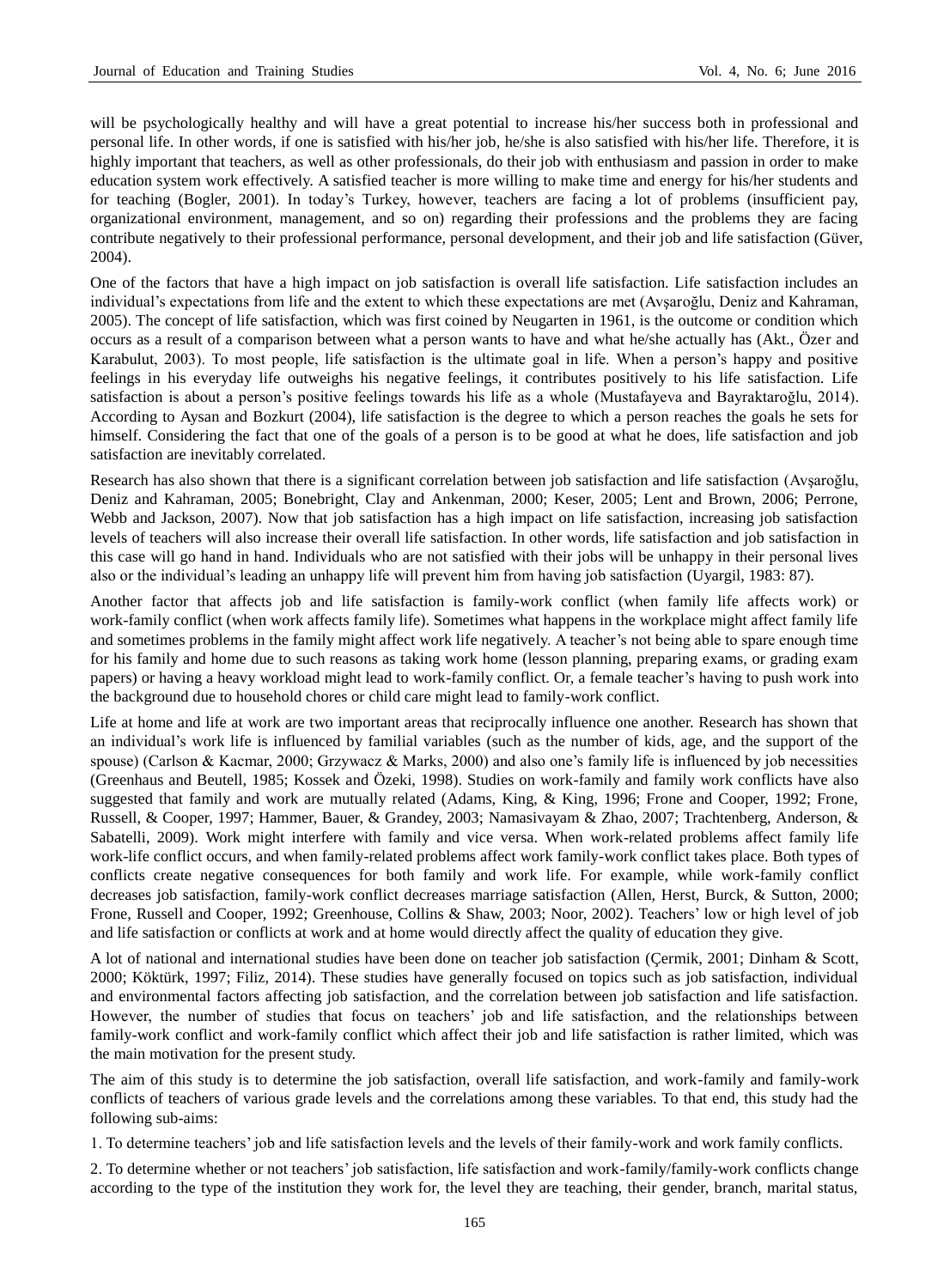will be psychologically healthy and will have a great potential to increase his/her success both in professional and personal life. In other words, if one is satisfied with his/her job, he/she is also satisfied with his/her life. Therefore, it is highly important that teachers, as well as other professionals, do their job with enthusiasm and passion in order to make education system work effectively. A satisfied teacher is more willing to make time and energy for his/her students and for teaching (Bogler, 2001). In today's Turkey, however, teachers are facing a lot of problems (insufficient pay, organizational environment, management, and so on) regarding their professions and the problems they are facing contribute negatively to their professional performance, personal development, and their job and life satisfaction (Güver, 2004).

One of the factors that have a high impact on job satisfaction is overall life satisfaction. Life satisfaction includes an individual's expectations from life and the extent to which these expectations are met (Avşaroğlu, Deniz and Kahraman, 2005). The concept of life satisfaction, which was first coined by Neugarten in 1961, is the outcome or condition which occurs as a result of a comparison between what a person wants to have and what he/she actually has (Akt., Özer and Karabulut, 2003). To most people, life satisfaction is the ultimate goal in life. When a person's happy and positive feelings in his everyday life outweighs his negative feelings, it contributes positively to his life satisfaction. Life satisfaction is about a person's positive feelings towards his life as a whole (Mustafayeva and Bayraktaroğlu, 2014). According to Aysan and Bozkurt (2004), life satisfaction is the degree to which a person reaches the goals he sets for himself. Considering the fact that one of the goals of a person is to be good at what he does, life satisfaction and job satisfaction are inevitably correlated.

Research has also shown that there is a significant correlation between job satisfaction and life satisfaction (Avşaroğlu, Deniz and Kahraman, 2005; Bonebright, Clay and Ankenman, 2000; Keser, 2005; Lent and Brown, 2006; Perrone, Webb and Jackson, 2007). Now that job satisfaction has a high impact on life satisfaction, increasing job satisfaction levels of teachers will also increase their overall life satisfaction. In other words, life satisfaction and job satisfaction in this case will go hand in hand. Individuals who are not satisfied with their jobs will be unhappy in their personal lives also or the individual's leading an unhappy life will prevent him from having job satisfaction (Uyargil, 1983: 87).

Another factor that affects job and life satisfaction is family-work conflict (when family life affects work) or work-family conflict (when work affects family life). Sometimes what happens in the workplace might affect family life and sometimes problems in the family might affect work life negatively. A teacher's not being able to spare enough time for his family and home due to such reasons as taking work home (lesson planning, preparing exams, or grading exam papers) or having a heavy workload might lead to work-family conflict. Or, a female teacher's having to push work into the background due to household chores or child care might lead to family-work conflict.

Life at home and life at work are two important areas that reciprocally influence one another. Research has shown that an individual's work life is influenced by familial variables (such as the number of kids, age, and the support of the spouse) (Carlson & Kacmar, 2000; Grzywacz & Marks, 2000) and also one's family life is influenced by job necessities (Greenhaus and Beutell, 1985; Kossek and Özeki, 1998). Studies on work-family and family work conflicts have also suggested that family and work are mutually related (Adams, King, & King, 1996; Frone and Cooper, 1992; Frone, Russell, & Cooper, 1997; Hammer, Bauer, & Grandey, 2003; Namasivayam & Zhao, 2007; Trachtenberg, Anderson, & Sabatelli, 2009). Work might interfere with family and vice versa. When work-related problems affect family life work-life conflict occurs, and when family-related problems affect work family-work conflict takes place. Both types of conflicts create negative consequences for both family and work life. For example, while work-family conflict decreases job satisfaction, family-work conflict decreases marriage satisfaction (Allen, Herst, Burck, & Sutton, 2000; Frone, Russell and Cooper, 1992; Greenhouse, Collins & Shaw, 2003; Noor, 2002). Teachers' low or high level of job and life satisfaction or conflicts at work and at home would directly affect the quality of education they give.

A lot of national and international studies have been done on teacher job satisfaction (Çermik, 2001; Dinham & Scott, 2000; Köktürk, 1997; Filiz, 2014). These studies have generally focused on topics such as job satisfaction, individual and environmental factors affecting job satisfaction, and the correlation between job satisfaction and life satisfaction. However, the number of studies that focus on teachers' job and life satisfaction, and the relationships between family-work conflict and work-family conflict which affect their job and life satisfaction is rather limited, which was the main motivation for the present study.

The aim of this study is to determine the job satisfaction, overall life satisfaction, and work-family and family-work conflicts of teachers of various grade levels and the correlations among these variables. To that end, this study had the following sub-aims:

1. To determine teachers' job and life satisfaction levels and the levels of their family-work and work family conflicts.

2. To determine whether or not teachers' job satisfaction, life satisfaction and work-family/family-work conflicts change according to the type of the institution they work for, the level they are teaching, their gender, branch, marital status,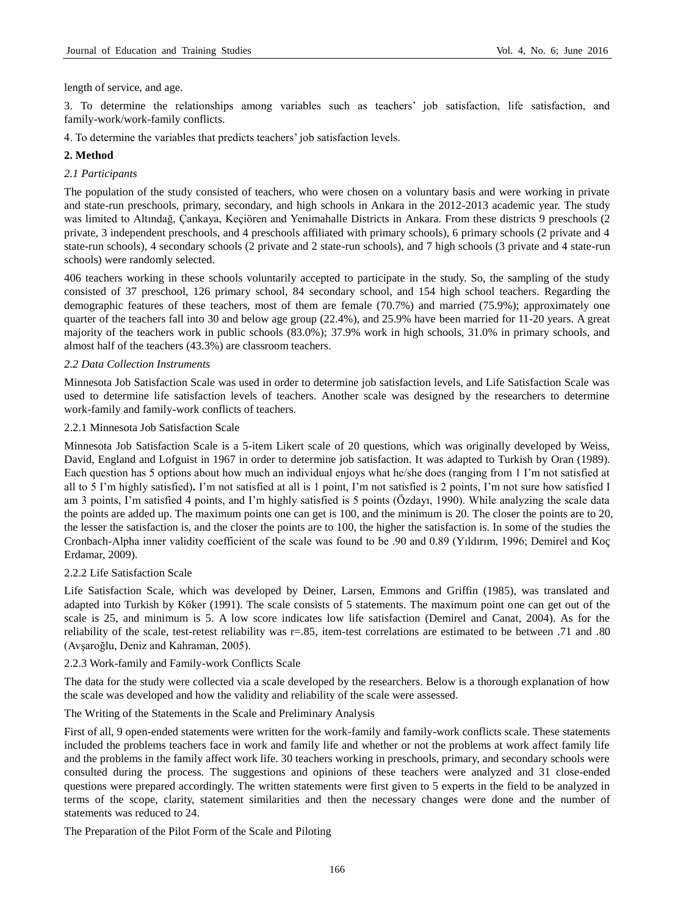length of service, and age.

3. To determine the relationships among variables such as teachers' job satisfaction, life satisfaction, and family-work/work-family conflicts.

4. To determine the variables that predicts teachers' job satisfaction levels.

## 2. Method

### *2.1 Participants*

The population of the study consisted of teachers, who were chosen on a voluntary basis and were working in private and state-run preschools, primary, secondary, and high schools in Ankara in the 2012-2013 academic year. The study was limited to Altındağ, Çankaya, Keçiören and Yenimahalle Districts in Ankara. From these districts 9 preschools (2 private, 3 independent preschools, and 4 preschools affiliated with primary schools), 6 primary schools (2 private and 4 state-run schools), 4 secondary schools (2 private and 2 state-run schools), and 7 high schools (3 private and 4 state-run schools) were randomly selected.

406 teachers working in these schools voluntarily accepted to participate in the study. So, the sampling of the study consisted of 37 preschool, 126 primary school, 84 secondary school, and 154 high school teachers. Regarding the demographic features of these teachers, most of them are female (70.7%) and married (75.9%); approximately one quarter of the teachers fall into 30 and below age group (22.4%), and 25.9% have been married for 11-20 years. A great majority of the teachers work in public schools (83.0%); 37.9% work in high schools, 31.0% in primary schools, and almost half of the teachers (43.3%) are classroom teachers.

### *2.2 Data Collection Instruments*

Minnesota Job Satisfaction Scale was used in order to determine job satisfaction levels, and Life Satisfaction Scale was used to determine life satisfaction levels of teachers. Another scale was designed by the researchers to determine work-family and family-work conflicts of teachers.

#### 2.2.1 Minnesota Job Satisfaction Scale

Minnesota Job Satisfaction Scale is a 5-item Likert scale of 20 questions, which was originally developed by Weiss, David, England and Lofguist in 1967 in order to determine job satisfaction. It was adapted to Turkish by Oran (1989). Each question has 5 options about how much an individual enjoys what he/she does (ranging from 1 I'm not satisfied at all to 5 I'm highly satisfied)**.** I'm not satisfied at all is 1 point, I'm not satisfied is 2 points, I'm not sure how satisfied I am 3 points, I'm satisfied 4 points, and I'm highly satisfied is 5 points (Özdayı, 1990). While analyzing the scale data the points are added up. The maximum points one can get is 100, and the minimum is 20. The closer the points are to 20, the lesser the satisfaction is, and the closer the points are to 100, the higher the satisfaction is. In some of the studies the Cronbach-Alpha inner validity coefficient of the scale was found to be .90 and 0.89 (Yıldırım, 1996; Demirel and Koç Erdamar, 2009).

#### 2.2.2 Life Satisfaction Scale

Life Satisfaction Scale, which was developed by Deiner, Larsen, Emmons and Griffin (1985), was translated and adapted into Turkish by Köker (1991). The scale consists of 5 statements. The maximum point one can get out of the scale is 25, and minimum is 5. A low score indicates low life satisfaction (Demirel and Canat, 2004). As for the reliability of the scale, test-retest reliability was r=.85, item-test correlations are estimated to be between .71 and .80 (Avşaroğlu, Deniz and Kahraman, 2005).

#### 2.2.3 Work-family and Family-work Conflicts Scale

The data for the study were collected via a scale developed by the researchers. Below is a thorough explanation of how the scale was developed and how the validity and reliability of the scale were assessed.

The Writing of the Statements in the Scale and Preliminary Analysis

First of all, 9 open-ended statements were written for the work-family and family-work conflicts scale. These statements included the problems teachers face in work and family life and whether or not the problems at work affect family life and the problems in the family affect work life. 30 teachers working in preschools, primary, and secondary schools were consulted during the process. The suggestions and opinions of these teachers were analyzed and 31 close-ended questions were prepared accordingly. The written statements were first given to 5 experts in the field to be analyzed in terms of the scope, clarity, statement similarities and then the necessary changes were done and the number of statements was reduced to 24.

The Preparation of the Pilot Form of the Scale and Piloting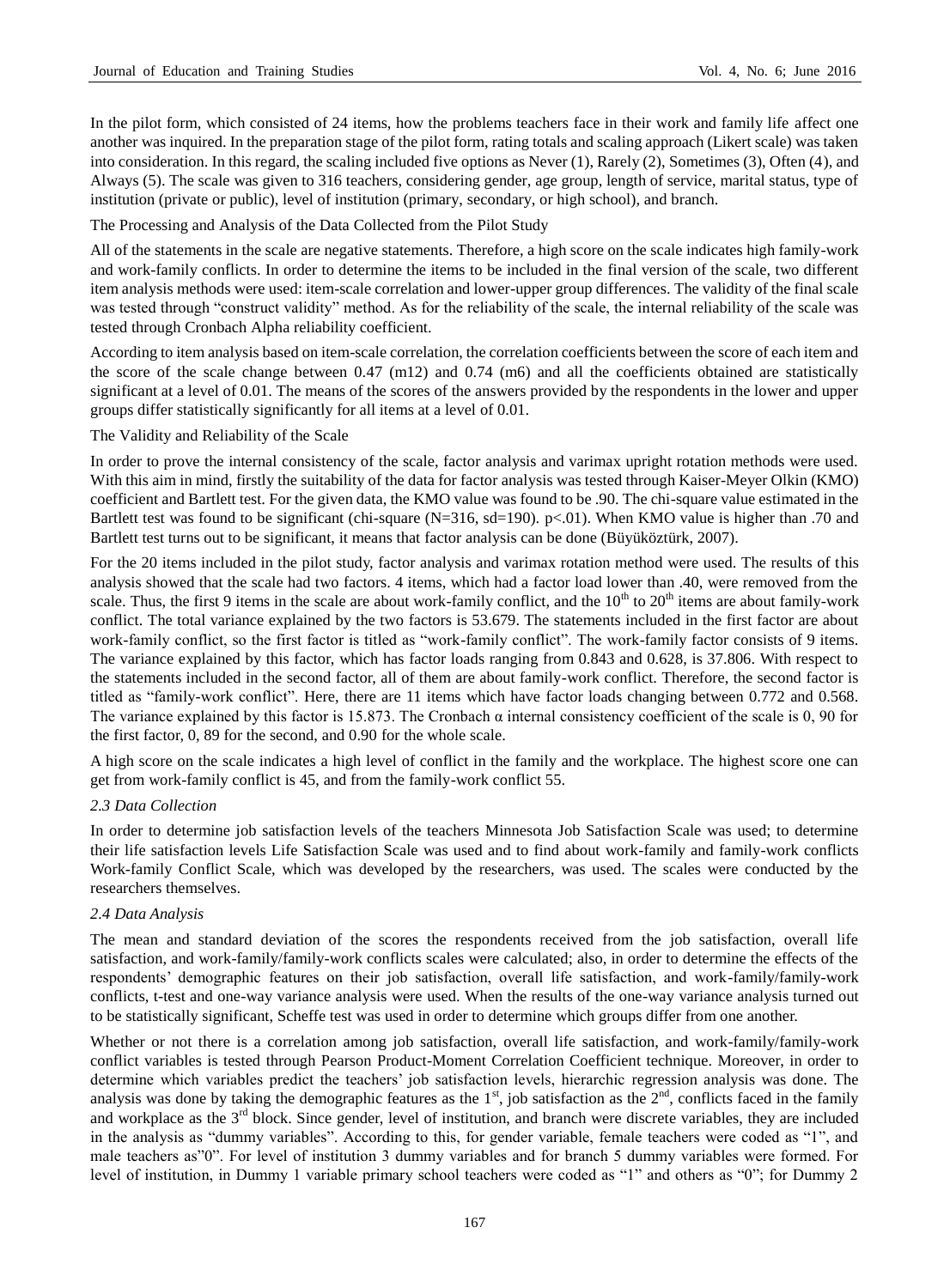In the pilot form, which consisted of 24 items, how the problems teachers face in their work and family life affect one another was inquired. In the preparation stage of the pilot form, rating totals and scaling approach (Likert scale) was taken into consideration. In this regard, the scaling included five options as Never (1), Rarely (2), Sometimes (3), Often (4), and Always (5). The scale was given to 316 teachers, considering gender, age group, length of service, marital status, type of institution (private or public), level of institution (primary, secondary, or high school), and branch.

The Processing and Analysis of the Data Collected from the Pilot Study

All of the statements in the scale are negative statements. Therefore, a high score on the scale indicates high family-work and work-family conflicts. In order to determine the items to be included in the final version of the scale, two different item analysis methods were used: item-scale correlation and lower-upper group differences. The validity of the final scale was tested through "construct validity" method. As for the reliability of the scale, the internal reliability of the scale was tested through Cronbach Alpha reliability coefficient.

According to item analysis based on item-scale correlation, the correlation coefficients between the score of each item and the score of the scale change between 0.47 (m12) and 0.74 (m6) and all the coefficients obtained are statistically significant at a level of 0.01. The means of the scores of the answers provided by the respondents in the lower and upper groups differ statistically significantly for all items at a level of 0.01.

The Validity and Reliability of the Scale

In order to prove the internal consistency of the scale, factor analysis and varimax upright rotation methods were used. With this aim in mind, firstly the suitability of the data for factor analysis was tested through Kaiser-Meyer Olkin (KMO) coefficient and Bartlett test. For the given data, the KMO value was found to be .90. The chi-square value estimated in the Bartlett test was found to be significant (chi-square (N=316, sd=190). $p<.01$). When KMO value is higher than .70 and Bartlett test turns out to be significant, it means that factor analysis can be done (Büyüköztürk, 2007).

For the 20 items included in the pilot study, factor analysis and varimax rotation method were used. The results of this analysis showed that the scale had two factors. 4 items, which had a factor load lower than .40, were removed from the scale. Thus, the first 9 items in the scale are about work-family conflict, and the $10^{th}$ to $20^{th}$ items are about family-work conflict. The total variance explained by the two factors is 53.679. The statements included in the first factor are about work-family conflict, so the first factor is titled as "work-family conflict". The work-family factor consists of 9 items. The variance explained by this factor, which has factor loads ranging from 0.843 and 0.628, is 37.806. With respect to the statements included in the second factor, all of them are about family-work conflict. Therefore, the second factor is titled as "family-work conflict". Here, there are 11 items which have factor loads changing between 0.772 and 0.568. The variance explained by this factor is 15.873. The Cronbach α internal consistency coefficient of the scale is 0, 90 for the first factor, 0, 89 for the second, and 0.90 for the whole scale.

A high score on the scale indicates a high level of conflict in the family and the workplace. The highest score one can get from work-family conflict is 45, and from the family-work conflict 55.

### *2.3 Data Collection*

In order to determine job satisfaction levels of the teachers Minnesota Job Satisfaction Scale was used; to determine their life satisfaction levels Life Satisfaction Scale was used and to find about work-family and family-work conflicts Work-family Conflict Scale, which was developed by the researchers, was used. The scales were conducted by the researchers themselves.

### *2.4 Data Analysis*

The mean and standard deviation of the scores the respondents received from the job satisfaction, overall life satisfaction, and work-family/family-work conflicts scales were calculated; also, in order to determine the effects of the respondents' demographic features on their job satisfaction, overall life satisfaction, and work-family/family-work conflicts, t-test and one-way variance analysis were used. When the results of the one-way variance analysis turned out to be statistically significant, Scheffe test was used in order to determine which groups differ from one another.

Whether or not there is a correlation among job satisfaction, overall life satisfaction, and work-family/family-work conflict variables is tested through Pearson Product-Moment Correlation Coefficient technique. Moreover, in order to determine which variables predict the teachers' job satisfaction levels, hierarchic regression analysis was done. The analysis was done by taking the demographic features as the $1^{st}$, job satisfaction as the $2^{nd}$, conflicts faced in the family and workplace as the $3^{rd}$ block. Since gender, level of institution, and branch were discrete variables, they are included in the analysis as "dummy variables". According to this, for gender variable, female teachers were coded as "1", and male teachers as"0". For level of institution 3 dummy variables and for branch 5 dummy variables were formed. For level of institution, in Dummy 1 variable primary school teachers were coded as "1" and others as "0"; for Dummy 2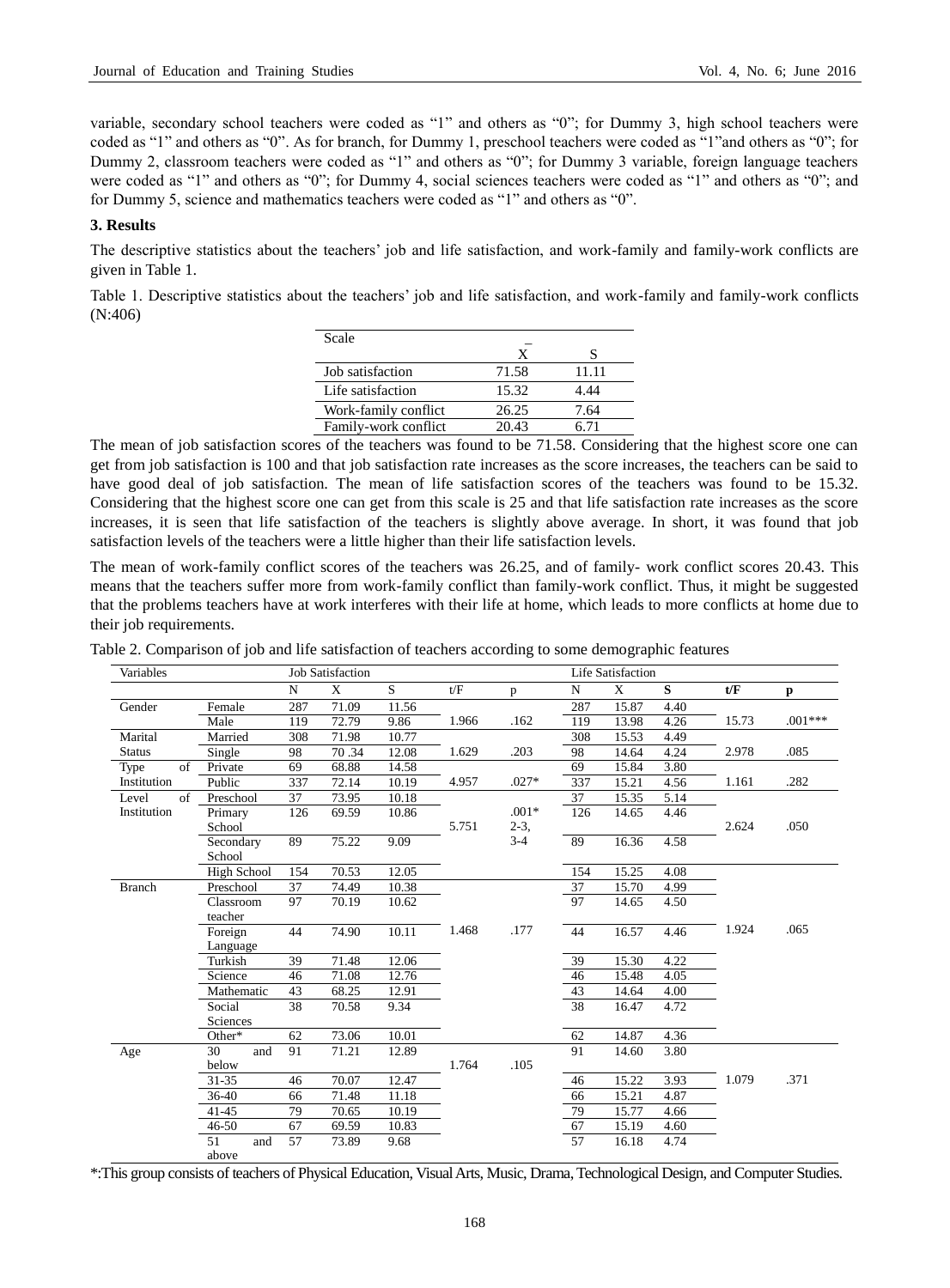variable, secondary school teachers were coded as "1" and others as "0"; for Dummy 3, high school teachers were coded as "1" and others as "0". As for branch, for Dummy 1, preschool teachers were coded as "1"and others as "0"; for Dummy 2, classroom teachers were coded as "1" and others as "0"; for Dummy 3 variable, foreign language teachers were coded as "1" and others as "0"; for Dummy 4, social sciences teachers were coded as "1" and others as "0"; and for Dummy 5, science and mathematics teachers were coded as "1" and others as "0".

## 3. Results

The descriptive statistics about the teachers' job and life satisfaction, and work-family and family-work conflicts are given in Table 1.

Table 1. Descriptive statistics about the teachers' job and life satisfaction, and work-family and family-work conflicts (N:406)

| Scale | $\bar{X}$ | S |
|---|---|---|
| Job satisfaction | 71.58 | 11.11 |
| Life satisfaction | 15.32 | 4.44 |
| Work-family conflict | 26.25 | 7.64 |
| Family-work conflict | 20.43 | 6.71 |

The mean of job satisfaction scores of the teachers was found to be 71.58. Considering that the highest score one can get from job satisfaction is 100 and that job satisfaction rate increases as the score increases, the teachers can be said to have good deal of job satisfaction. The mean of life satisfaction scores of the teachers was found to be 15.32. Considering that the highest score one can get from this scale is 25 and that life satisfaction rate increases as the score increases, it is seen that life satisfaction of the teachers is slightly above average. In short, it was found that job satisfaction levels of the teachers were a little higher than their life satisfaction levels.

The mean of work-family conflict scores of the teachers was 26.25, and of family- work conflict scores 20.43. This means that the teachers suffer more from work-family conflict than family-work conflict. Thus, it might be suggested that the problems teachers have at work interferes with their life at home, which leads to more conflicts at home due to their job requirements.

Table 2. Comparison of job and life satisfaction of teachers according to some demographic features

| Variables | | Job Satisfaction | | | | | Life Satisfaction | | | | |
|---|---|---|---|---|---|---|---|---|---|---|---|
| | | N | X | S | t/F | p | N | X | S | t/F | p |
| Gender | Female | 287 | 71.09 | 11.56 | 1.966 | .162 | 287 | 15.87 | 4.40 | 15.73 | .001*** |
| | Male | 119 | 72.79 | 9.86 | | | 119 | 13.98 | 4.26 | | |
| Marital Status | Married | 308 | 71.98 | 10.77 | 1.629 | .203 | 308 | 15.53 | 4.49 | 2.978 | .085 |
| | Single | 98 | 70 .34 | 12.08 | | | 98 | 14.64 | 4.24 | | |
| Type of Institution | Private | 69 | 68.88 | 14.58 | 4.957 | .027* | 69 | 15.84 | 3.80 | 1.161 | .282 |
| | Public | 337 | 72.14 | 10.19 | | | 337 | 15.21 | 4.56 | | |
| Level of Institution | Preschool | 37 | 73.95 | 10.18 | 5.751 | .001* 2-3, 3-4 | 37 | 15.35 | 5.14 | 2.624 | .050 |
| | Primary School | 126 | 69.59 | 10.86 | | | 126 | 14.65 | 4.46 | | |
| | Secondary School | 89 | 75.22 | 9.09 | | | 89 | 16.36 | 4.58 | | |
| | High School | 154 | 70.53 | 12.05 | | | 154 | 15.25 | 4.08 | | |
| Branch | Preschool | 37 | 74.49 | 10.38 | 1.468 | .177 | 37 | 15.70 | 4.99 | 1.924 | .065 |
| | Classroom teacher | 97 | 70.19 | 10.62 | | | 97 | 14.65 | 4.50 | | |
| | Foreign Language | 44 | 74.90 | 10.11 | | | 44 | 16.57 | 4.46 | | |
| | Turkish | 39 | 71.48 | 12.06 | | | 39 | 15.30 | 4.22 | | |
| | Science | 46 | 71.08 | 12.76 | | | 46 | 15.48 | 4.05 | | |
| | Mathematic | 43 | 68.25 | 12.91 | | | 43 | 14.64 | 4.00 | | |
| | Social Sciences | 38 | 70.58 | 9.34 | | | 38 | 16.47 | 4.72 | | |
| | Other* | 62 | 73.06 | 10.01 | | | 62 | 14.87 | 4.36 | | |
| Age | 30 and below | 91 | 71.21 | 12.89 | 1.764 | .105 | 91 | 14.60 | 3.80 | 1.079 | .371 |
| | 31-35 | 46 | 70.07 | 12.47 | | | 46 | 15.22 | 3.93 | | |
| | 36-40 | 66 | 71.48 | 11.18 | | | 66 | 15.21 | 4.87 | | |
| | 41-45 | 79 | 70.65 | 10.19 | | | 79 | 15.77 | 4.66 | | |
| | 46-50 | 67 | 69.59 | 10.83 | | | 67 | 15.19 | 4.60 | | |
| | 51 and above | 57 | 73.89 | 9.68 | | | 57 | 16.18 | 4.74 | | |

*:This group consists of teachers of Physical Education, Visual Arts, Music, Drama, Technological Design, and Computer Studies.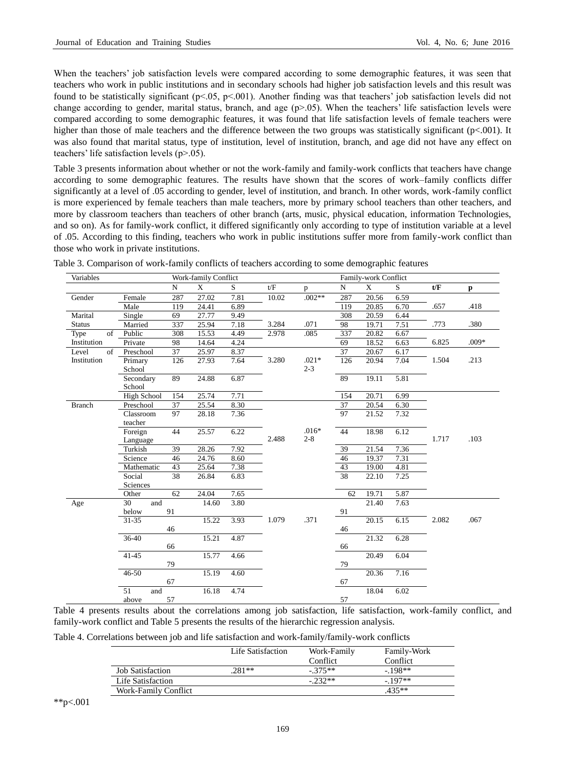When the teachers' job satisfaction levels were compared according to some demographic features, it was seen that teachers who work in public institutions and in secondary schools had higher job satisfaction levels and this result was found to be statistically significant ($p<.05$, $p<.001$). Another finding was that teachers' job satisfaction levels did not change according to gender, marital status, branch, and age ($p>.05$). When the teachers' life satisfaction levels were compared according to some demographic features, it was found that life satisfaction levels of female teachers were higher than those of male teachers and the difference between the two groups was statistically significant ($p<.001$). It was also found that marital status, type of institution, level of institution, branch, and age did not have any effect on teachers' life satisfaction levels ($p>.05$).

Table 3 presents information about whether or not the work-family and family-work conflicts that teachers have change according to some demographic features. The results have shown that the scores of work–family conflicts differ significantly at a level of .05 according to gender, level of institution, and branch. In other words, work-family conflict is more experienced by female teachers than male teachers, more by primary school teachers than other teachers, and more by classroom teachers than teachers of other branch (arts, music, physical education, information Technologies, and so on). As for family-work conflict, it differed significantly only according to type of institution variable at a level of .05. According to this finding, teachers who work in public institutions suffer more from family-work conflict than those who work in private institutions.

Table 3. Comparison of work-family conflicts of teachers according to some demographic features

| Variables | | Work-family Conflict | | | | | Family-work Conflict | | | | |
|---|---|---|---|---|---|---|---|---|---|---|---|
| | | N | X | S | t/F | p | N | X | S | **t/F** | **p** |
| Gender | Female | 287 | 27.02 | 7.81 | 10.02 | .002** | 287 | 20.56 | 6.59 | | |
| | Male | 119 | 24.41 | 6.89 | | | 119 | 20.85 | 6.70 | .657 | .418 |
| Marital Status | Single | 69 | 27.77 | 9.49 | | | 308 | 20.59 | 6.44 | | |
| | Married | 337 | 25.94 | 7.18 | 3.284 | .071 | 98 | 19.71 | 7.51 | .773 | .380 |
| Type of Institution | Public | 308 | 15.53 | 4.49 | 2.978 | .085 | 337 | 20.82 | 6.67 | | |
| | Private | 98 | 14.64 | 4.24 | | | 69 | 18.52 | 6.63 | 6.825 | .009* |
| Level of Institution | Preschool | 37 | 25.97 | 8.37 | | | 37 | 20.67 | 6.17 | | |
| | Primary School | 126 | 27.93 | 7.64 | 3.280 | .021* 2-3 | 126 | 20.94 | 7.04 | 1.504 | .213 |
| | Secondary School | 89 | 24.88 | 6.87 | | | 89 | 19.11 | 5.81 | | |
| | High School | 154 | 25.74 | 7.71 | | | 154 | 20.71 | 6.99 | | |
| Branch | Preschool | 37 | 25.54 | 8.30 | | | 37 | 20.54 | 6.30 | | |
| | Classroom teacher | 97 | 28.18 | 7.36 | | | 97 | 21.52 | 7.32 | | |
| | Foreign Language | 44 | 25.57 | 6.22 | 2.488 | .016* 2-8 | 44 | 18.98 | 6.12 | 1.717 | .103 |
| | Turkish | 39 | 28.26 | 7.92 | | | 39 | 21.54 | 7.36 | | |
| | Science | 46 | 24.76 | 8.60 | | | 46 | 19.37 | 7.31 | | |
| | Mathematic | 43 | 25.64 | 7.38 | | | 43 | 19.00 | 4.81 | | |
| | Social Sciences | 38 | 26.84 | 6.83 | | | 38 | 22.10 | 7.25 | | |
| | Other | 62 | 24.04 | 7.65 | | | 62 | 19.71 | 5.87 | | |
| Age | 30 and below | 91 | 14.60 | 3.80 | | | 91 | 21.40 | 7.63 | | |
| | 31-35 | 46 | 15.22 | 3.93 | 1.079 | .371 | 46 | 20.15 | 6.15 | 2.082 | .067 |
| | 36-40 | 66 | 15.21 | 4.87 | | | 66 | 21.32 | 6.28 | | |
| | 41-45 | 79 | 15.77 | 4.66 | | | 79 | 20.49 | 6.04 | | |
| | 46-50 | 67 | 15.19 | 4.60 | | | 67 | 20.36 | 7.16 | | |
| | 51 and above | 57 | 16.18 | 4.74 | | | 57 | 18.04 | 6.02 | | |

Table 4 presents results about the correlations among job satisfaction, life satisfaction, work-family conflict, and family-work conflict and Table 5 presents the results of the hierarchic regression analysis.

Table 4. Correlations between job and life satisfaction and work-family/family-work conflicts

| | Life Satisfaction | Work-Family Conflict | Family-Work Conflict |
|---|---|---|---|
| Job Satisfaction | .281** | -.375** | -.198** |
| Life Satisfaction | | -.232** | -.197** |
| Work-Family Conflict | | | .435** |

**$p<.001$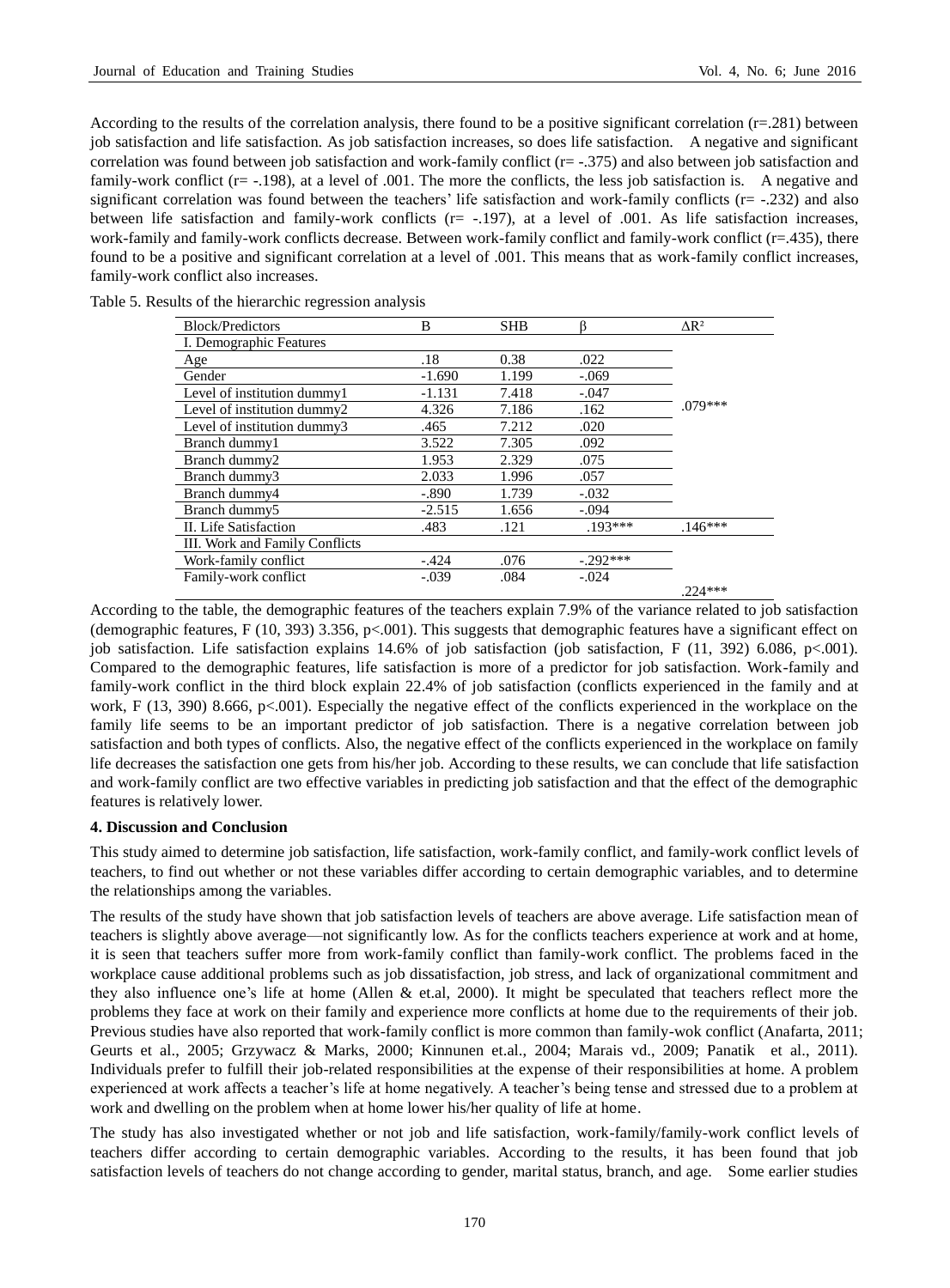According to the results of the correlation analysis, there found to be a positive significant correlation (r=.281) between job satisfaction and life satisfaction. As job satisfaction increases, so does life satisfaction. A negative and significant correlation was found between job satisfaction and work-family conflict (r= -.375) and also between job satisfaction and family-work conflict (r= -.198), at a level of .001. The more the conflicts, the less job satisfaction is. A negative and significant correlation was found between the teachers' life satisfaction and work-family conflicts (r= -.232) and also between life satisfaction and family-work conflicts (r= -.197), at a level of .001. As life satisfaction increases, work-family and family-work conflicts decrease. Between work-family conflict and family-work conflict (r=.435), there found to be a positive and significant correlation at a level of .001. This means that as work-family conflict increases, family-work conflict also increases.

Table 5. Results of the hierarchic regression analysis

| Block/Predictors | B | SHB | β | $\Delta R^2$ |
|---|---|---|---|---|
| I. Demographic Features | | | | |
| Age | .18 | 0.38 | .022 | |
| Gender | -1.690 | 1.199 | -.069 | |
| Level of institution dummy1 | -1.131 | 7.418 | -.047 | |
| Level of institution dummy2 | 4.326 | 7.186 | .162 | .079*** |
| Level of institution dummy3 | .465 | 7.212 | .020 | |
| Branch dummy1 | 3.522 | 7.305 | .092 | |
| Branch dummy2 | 1.953 | 2.329 | .075 | |
| Branch dummy3 | 2.033 | 1.996 | .057 | |
| Branch dummy4 | -.890 | 1.739 | -.032 | |
| Branch dummy5 | -2.515 | 1.656 | -.094 | |
| II. Life Satisfaction | .483 | .121 | .193*** | .146*** |
| III. Work and Family Conflicts | | | | |
| Work-family conflict | -.424 | .076 | -.292*** | |
| Family-work conflict | -.039 | .084 | -.024 | |
| | | | | .224*** |

According to the table, the demographic features of the teachers explain 7.9% of the variance related to job satisfaction (demographic features, F (10, 393) 3.356, p<.001). This suggests that demographic features have a significant effect on job satisfaction. Life satisfaction explains 14.6% of job satisfaction (job satisfaction, F (11, 392) 6.086, p<.001). Compared to the demographic features, life satisfaction is more of a predictor for job satisfaction. Work-family and family-work conflict in the third block explain 22.4% of job satisfaction (conflicts experienced in the family and at work, F (13, 390) 8.666, p<.001). Especially the negative effect of the conflicts experienced in the workplace on the family life seems to be an important predictor of job satisfaction. There is a negative correlation between job satisfaction and both types of conflicts. Also, the negative effect of the conflicts experienced in the workplace on family life decreases the satisfaction one gets from his/her job. According to these results, we can conclude that life satisfaction and work-family conflict are two effective variables in predicting job satisfaction and that the effect of the demographic features is relatively lower.

## 4. Discussion and Conclusion

This study aimed to determine job satisfaction, life satisfaction, work-family conflict, and family-work conflict levels of teachers, to find out whether or not these variables differ according to certain demographic variables, and to determine the relationships among the variables.

The results of the study have shown that job satisfaction levels of teachers are above average. Life satisfaction mean of teachers is slightly above average—not significantly low. As for the conflicts teachers experience at work and at home, it is seen that teachers suffer more from work-family conflict than family-work conflict. The problems faced in the workplace cause additional problems such as job dissatisfaction, job stress, and lack of organizational commitment and they also influence one's life at home (Allen & et.al, 2000). It might be speculated that teachers reflect more the problems they face at work on their family and experience more conflicts at home due to the requirements of their job. Previous studies have also reported that work-family conflict is more common than family-wok conflict (Anafarta, 2011; Geurts et al., 2005; Grzywacz & Marks, 2000; Kinnunen et.al., 2004; Marais vd., 2009; Panatik et al., 2011). Individuals prefer to fulfill their job-related responsibilities at the expense of their responsibilities at home. A problem experienced at work affects a teacher's life at home negatively. A teacher's being tense and stressed due to a problem at work and dwelling on the problem when at home lower his/her quality of life at home.

The study has also investigated whether or not job and life satisfaction, work-family/family-work conflict levels of teachers differ according to certain demographic variables. According to the results, it has been found that job satisfaction levels of teachers do not change according to gender, marital status, branch, and age. Some earlier studies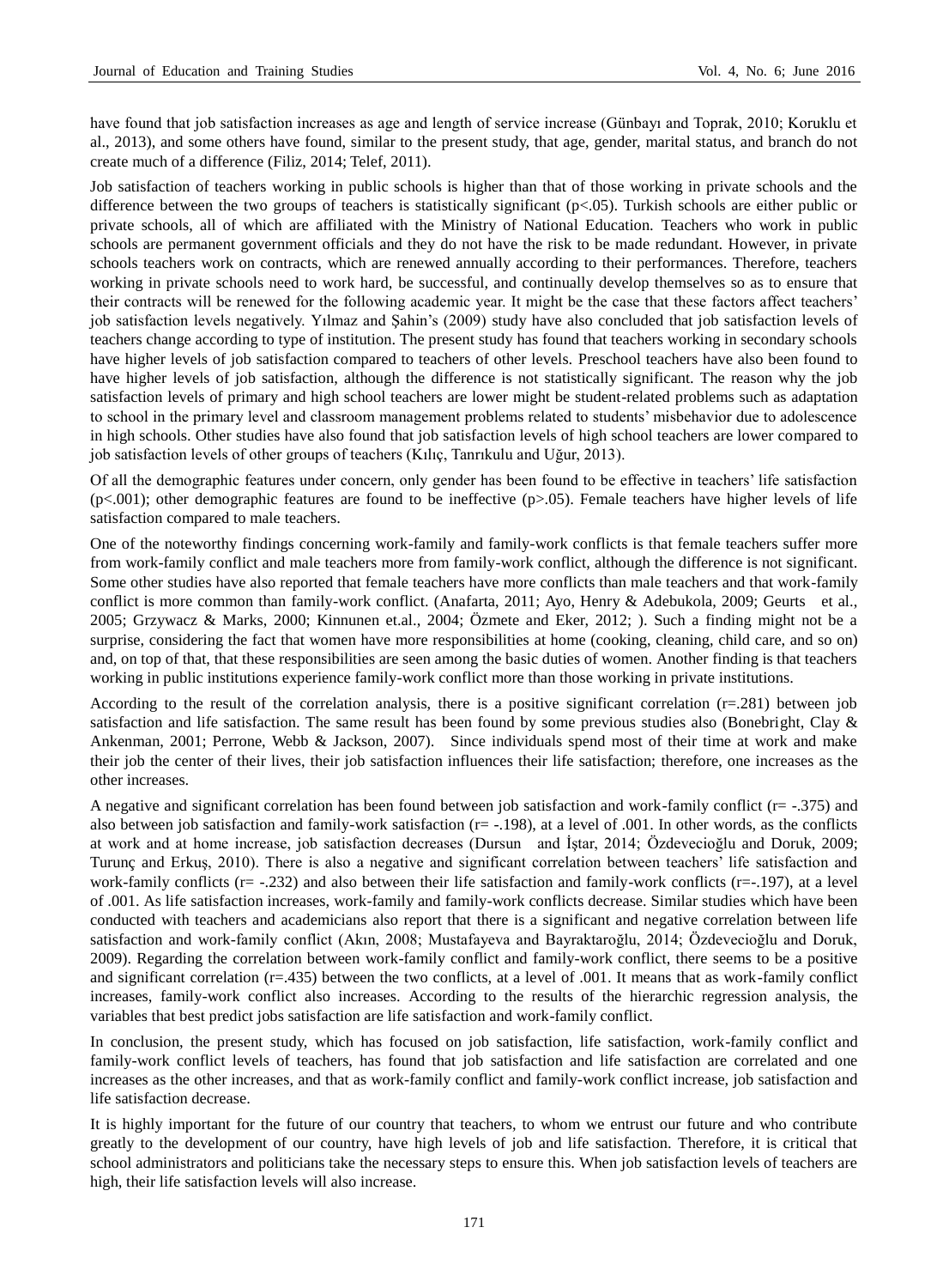have found that job satisfaction increases as age and length of service increase (Günbayı and Toprak, 2010; Koruklu et al., 2013), and some others have found, similar to the present study, that age, gender, marital status, and branch do not create much of a difference (Filiz, 2014; Telef, 2011).

Job satisfaction of teachers working in public schools is higher than that of those working in private schools and the difference between the two groups of teachers is statistically significant ($p<.05$). Turkish schools are either public or private schools, all of which are affiliated with the Ministry of National Education. Teachers who work in public schools are permanent government officials and they do not have the risk to be made redundant. However, in private schools teachers work on contracts, which are renewed annually according to their performances. Therefore, teachers working in private schools need to work hard, be successful, and continually develop themselves so as to ensure that their contracts will be renewed for the following academic year. It might be the case that these factors affect teachers' job satisfaction levels negatively. Yılmaz and Şahin's (2009) study have also concluded that job satisfaction levels of teachers change according to type of institution. The present study has found that teachers working in secondary schools have higher levels of job satisfaction compared to teachers of other levels. Preschool teachers have also been found to have higher levels of job satisfaction, although the difference is not statistically significant. The reason why the job satisfaction levels of primary and high school teachers are lower might be student-related problems such as adaptation to school in the primary level and classroom management problems related to students' misbehavior due to adolescence in high schools. Other studies have also found that job satisfaction levels of high school teachers are lower compared to job satisfaction levels of other groups of teachers (Kılıç, Tanrıkulu and Uğur, 2013).

Of all the demographic features under concern, only gender has been found to be effective in teachers' life satisfaction ($p<.001$); other demographic features are found to be ineffective ($p>.05$). Female teachers have higher levels of life satisfaction compared to male teachers.

One of the noteworthy findings concerning work-family and family-work conflicts is that female teachers suffer more from work-family conflict and male teachers more from family-work conflict, although the difference is not significant. Some other studies have also reported that female teachers have more conflicts than male teachers and that work-family conflict is more common than family-work conflict. (Anafarta, 2011; Ayo, Henry & Adebukola, 2009; Geurts et al., 2005; Grzywacz & Marks, 2000; Kinnunen et.al., 2004; Özmete and Eker, 2012; ). Such a finding might not be a surprise, considering the fact that women have more responsibilities at home (cooking, cleaning, child care, and so on) and, on top of that, that these responsibilities are seen among the basic duties of women. Another finding is that teachers working in public institutions experience family-work conflict more than those working in private institutions.

According to the result of the correlation analysis, there is a positive significant correlation ($r=.281$) between job satisfaction and life satisfaction. The same result has been found by some previous studies also (Bonebright, Clay & Ankenman, 2001; Perrone, Webb & Jackson, 2007). Since individuals spend most of their time at work and make their job the center of their lives, their job satisfaction influences their life satisfaction; therefore, one increases as the other increases.

A negative and significant correlation has been found between job satisfaction and work-family conflict ($r= -.375$) and also between job satisfaction and family-work satisfaction ($r= -.198$), at a level of .001. In other words, as the conflicts at work and at home increase, job satisfaction decreases (Dursun and İştar, 2014; Özdevecioğlu and Doruk, 2009; Turunç and Erkuş, 2010). There is also a negative and significant correlation between teachers' life satisfaction and work-family conflicts ($r= -.232$) and also between their life satisfaction and family-work conflicts ($r=-.197$), at a level of .001. As life satisfaction increases, work-family and family-work conflicts decrease. Similar studies which have been conducted with teachers and academicians also report that there is a significant and negative correlation between life satisfaction and work-family conflict (Akın, 2008; Mustafayeva and Bayraktaroğlu, 2014; Özdevecioğlu and Doruk, 2009). Regarding the correlation between work-family conflict and family-work conflict, there seems to be a positive and significant correlation ($r=.435$) between the two conflicts, at a level of .001. It means that as work-family conflict increases, family-work conflict also increases. According to the results of the hierarchic regression analysis, the variables that best predict jobs satisfaction are life satisfaction and work-family conflict.

In conclusion, the present study, which has focused on job satisfaction, life satisfaction, work-family conflict and family-work conflict levels of teachers, has found that job satisfaction and life satisfaction are correlated and one increases as the other increases, and that as work-family conflict and family-work conflict increase, job satisfaction and life satisfaction decrease.

It is highly important for the future of our country that teachers, to whom we entrust our future and who contribute greatly to the development of our country, have high levels of job and life satisfaction. Therefore, it is critical that school administrators and politicians take the necessary steps to ensure this. When job satisfaction levels of teachers are high, their life satisfaction levels will also increase.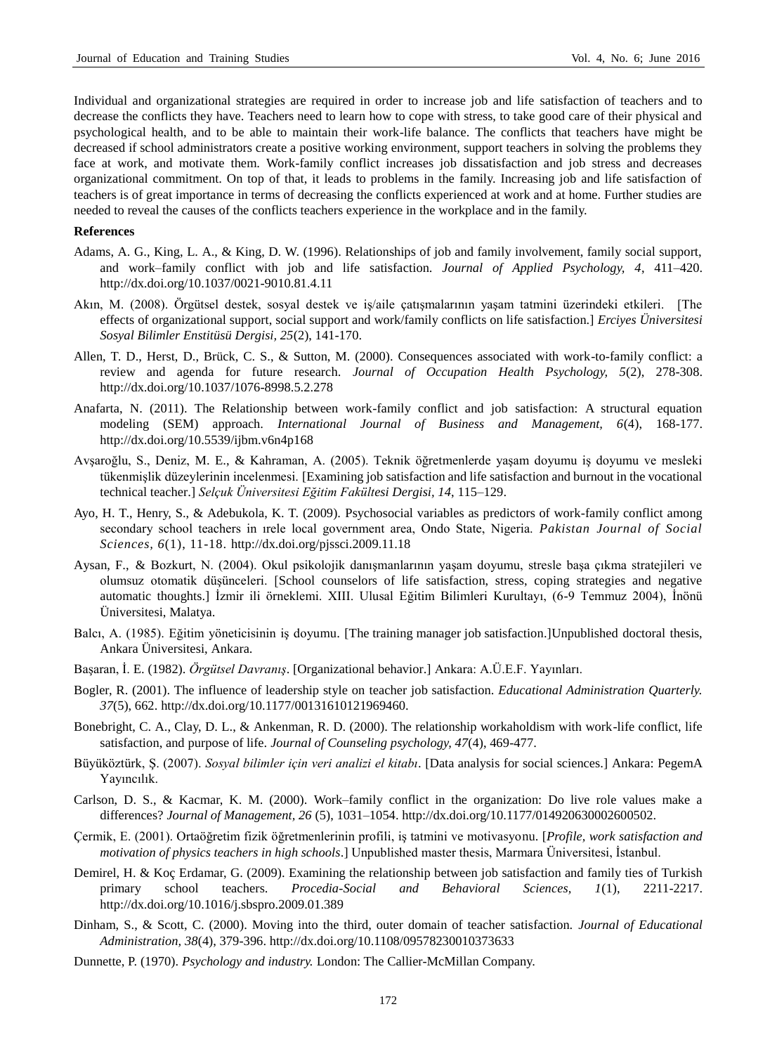Individual and organizational strategies are required in order to increase job and life satisfaction of teachers and to decrease the conflicts they have. Teachers need to learn how to cope with stress, to take good care of their physical and psychological health, and to be able to maintain their work-life balance. The conflicts that teachers have might be decreased if school administrators create a positive working environment, support teachers in solving the problems they face at work, and motivate them. Work-family conflict increases job dissatisfaction and job stress and decreases organizational commitment. On top of that, it leads to problems in the family. Increasing job and life satisfaction of teachers is of great importance in terms of decreasing the conflicts experienced at work and at home. Further studies are needed to reveal the causes of the conflicts teachers experience in the workplace and in the family.

**References**

Adams, A. G., King, L. A., & King, D. W. (1996). Relationships of job and family involvement, family social support, and work–family conflict with job and life satisfaction. *Journal of Applied Psychology, 4*, 411–420. http://dx.doi.org/10.1037/0021-9010.81.4.11

Akın, M. (2008). Örgütsel destek, sosyal destek ve iş/aile çatışmalarının yaşam tatmini üzerindeki etkileri. [The effects of organizational support, social support and work/family conflicts on life satisfaction.] *Erciyes Üniversitesi Sosyal Bilimler Enstitüsü Dergisi, 25*(2), 141-170.

Allen, T. D., Herst, D., Brück, C. S., & Sutton, M. (2000). Consequences associated with work-to-family conflict: a review and agenda for future research. *Journal of Occupation Health Psychology, 5*(2), 278-308. http://dx.doi.org/10.1037/1076-8998.5.2.278

Anafarta, N. (2011). The Relationship between work-family conflict and job satisfaction: A structural equation modeling (SEM) approach. *International Journal of Business and Management, 6*(4), 168-177. http://dx.doi.org/10.5539/ijbm.v6n4p168

Avşaroğlu, S., Deniz, M. E., & Kahraman, A. (2005). Teknik öğretmenlerde yaşam doyumu iş doyumu ve mesleki tükenmişlik düzeylerinin incelenmesi. [Examining job satisfaction and life satisfaction and burnout in the vocational technical teacher.] *Selçuk Üniversitesi Eğitim Fakültesi Dergisi, 14*, 115–129.

Ayo, H. T., Henry, S., & Adebukola, K. T. (2009). Psychosocial variables as predictors of work-family conflict among secondary school teachers in ırele local government area, Ondo State, Nigeria. *Pakistan Journal of Social Sciences, 6*(1), 11-18. http://dx.doi.org/pjssci.2009.11.18

Aysan, F., & Bozkurt, N. (2004). Okul psikolojik danışmanlarının yaşam doyumu, stresle başa çıkma stratejileri ve olumsuz otomatik düşünceleri. [School counselors of life satisfaction, stress, coping strategies and negative automatic thoughts.] İzmir ili örneklemi. XIII. Ulusal Eğitim Bilimleri Kurultayı, (6-9 Temmuz 2004), İnönü Üniversitesi, Malatya.

Balcı, A. (1985). Eğitim yöneticisinin iş doyumu. [The training manager job satisfaction.]Unpublished doctoral thesis, Ankara Üniversitesi, Ankara.

Başaran, İ. E. (1982). *Örgütsel Davranış*. [Organizational behavior.] Ankara: A.Ü.E.F. Yayınları.

Bogler, R. (2001). The influence of leadership style on teacher job satisfaction. *Educational Administration Quarterly. 37*(5), 662. http://dx.doi.org/10.1177/00131610121969460.

Bonebright, C. A., Clay, D. L., & Ankenman, R. D. (2000). The relationship workaholdism with work-life conflict, life satisfaction, and purpose of life. *Journal of Counseling psychology, 47*(4), 469-477.

Büyüköztürk, Ş. (2007). *Sosyal bilimler için veri analizi el kitabı*. [Data analysis for social sciences.] Ankara: PegemA Yayıncılık.

Carlson, D. S., & Kacmar, K. M. (2000). Work–family conflict in the organization: Do live role values make a differences? *Journal of Management, 26* (5), 1031–1054. http://dx.doi.org/10.1177/014920630002600502.

Çermik, E. (2001). Ortaöğretim fizik öğretmenlerinin profili, iş tatmini ve motivasyonu. [*Profile, work satisfaction and motivation of physics teachers in high schools*.] Unpublished master thesis, Marmara Üniversitesi, İstanbul.

Demirel, H. & Koç Erdamar, G. (2009). Examining the relationship between job satisfaction and family ties of Turkish primary school teachers. *Procedia-Social and Behavioral Sciences, 1*(1), 2211-2217. http://dx.doi.org/10.1016/j.sbspro.2009.01.389

Dinham, S., & Scott, C. (2000). Moving into the third, outer domain of teacher satisfaction. *Journal of Educational Administration, 38*(4), 379-396. http://dx.doi.org/10.1108/09578230010373633

Dunnette, P. (1970). *Psychology and industry.* London: The Callier-McMillan Company.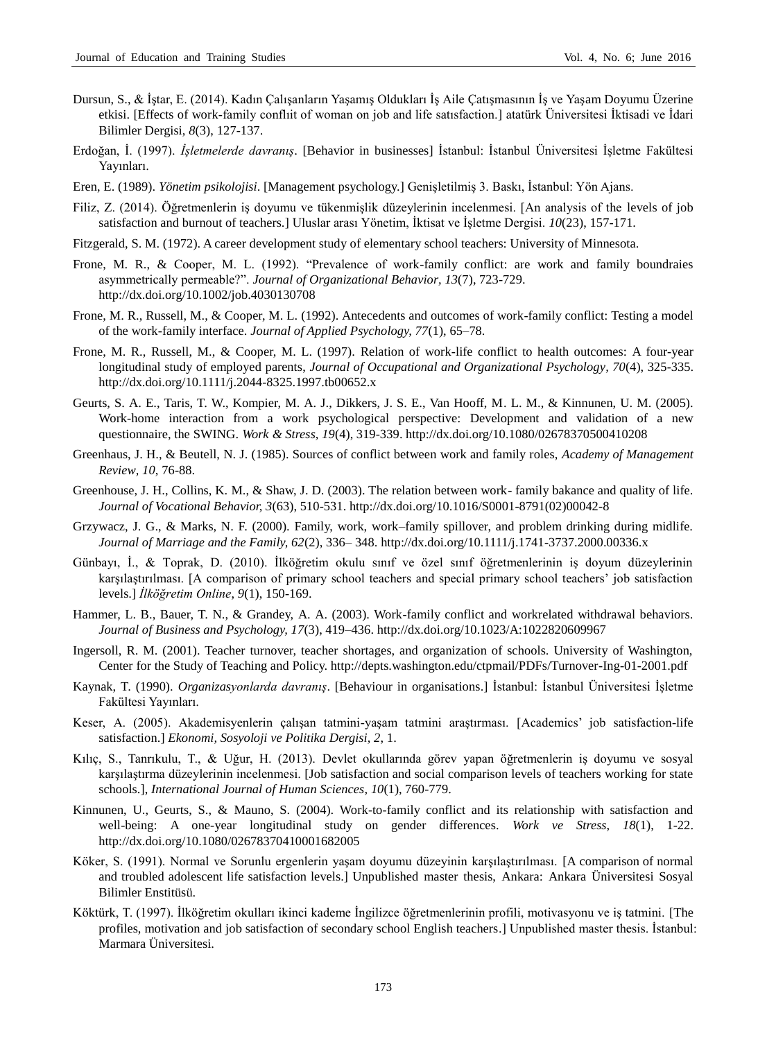Dursun, S., & İştar, E. (2014). Kadın Çalışanların Yaşamış Oldukları İş Aile Çatışmasının İş ve Yaşam Doyumu Üzerine etkisi. [Effects of work-family conflıit of woman on job and life satısfaction.] atatürk Üniversitesi İktisadi ve İdari Bilimler Dergisi, *8*(3), 127-137.

Erdoğan, İ. (1997). *İşletmelerde davranış*. [Behavior in businesses] İstanbul: İstanbul Üniversitesi İşletme Fakültesi Yayınları.

Eren, E. (1989). *Yönetim psikolojisi*. [Management psychology.] Genişletilmiş 3. Baskı, İstanbul: Yön Ajans.

Filiz, Z. (2014). Öğretmenlerin iş doyumu ve tükenmişlik düzeylerinin incelenmesi. [An analysis of the levels of job satisfaction and burnout of teachers.] Uluslar arası Yönetim, İktisat ve İşletme Dergisi. *10*(23), 157-171.

Fitzgerald, S. M. (1972). A career development study of elementary school teachers: University of Minnesota.

Frone, M. R., & Cooper, M. L. (1992). "Prevalence of work-family conflict: are work and family boundraies asymmetrically permeable?". *Journal of Organizational Behavior, 13*(7), 723-729. http://dx.doi.org/10.1002/job.4030130708

Frone, M. R., Russell, M., & Cooper, M. L. (1992). Antecedents and outcomes of work-family conflict: Testing a model of the work-family interface. *Journal of Applied Psychology, 77*(1), 65–78.

Frone, M. R., Russell, M., & Cooper, M. L. (1997). Relation of work-life conflict to health outcomes: A four-year longitudinal study of employed parents, *Journal of Occupational and Organizational Psychology, 70*(4), 325-335. http://dx.doi.org/10.1111/j.2044-8325.1997.tb00652.x

Geurts, S. A. E., Taris, T. W., Kompier, M. A. J., Dikkers, J. S. E., Van Hooff, M. L. M., & Kinnunen, U. M. (2005). Work-home interaction from a work psychological perspective: Development and validation of a new questionnaire, the SWING. *Work & Stress, 19*(4), 319-339. http://dx.doi.org/10.1080/02678370500410208

Greenhaus, J. H., & Beutell, N. J. (1985). Sources of conflict between work and family roles, *Academy of Management Review, 10*, 76-88.

Greenhouse, J. H., Collins, K. M., & Shaw, J. D. (2003). The relation between work- family bakance and quality of life. *Journal of Vocational Behavior, 3*(63), 510-531. http://dx.doi.org/10.1016/S0001-8791(02)00042-8

Grzywacz, J. G., & Marks, N. F. (2000). Family, work, work–family spillover, and problem drinking during midlife. *Journal of Marriage and the Family, 62*(2), 336– 348. http://dx.doi.org/10.1111/j.1741-3737.2000.00336.x

Günbayı, İ., & Toprak, D. (2010). İlköğretim okulu sınıf ve özel sınıf öğretmenlerinin iş doyum düzeylerinin karşılaştırılması. [A comparison of primary school teachers and special primary school teachers' job satisfaction levels.] *İlköğretim Online*, *9*(1), 150-169.

Hammer, L. B., Bauer, T. N., & Grandey, A. A. (2003). Work-family conflict and workrelated withdrawal behaviors. *Journal of Business and Psychology, 17*(3), 419–436. http://dx.doi.org/10.1023/A:1022820609967

Ingersoll, R. M. (2001). Teacher turnover, teacher shortages, and organization of schools. University of Washington, Center for the Study of Teaching and Policy. http://depts.washington.edu/ctpmail/PDFs/Turnover-Ing-01-2001.pdf

Kaynak, T. (1990). *Organizasyonlarda davranış*. [Behaviour in organisations.] İstanbul: İstanbul Üniversitesi İşletme Fakültesi Yayınları.

Keser, A. (2005). Akademisyenlerin çalışan tatmini-yaşam tatmini araştırması. [Academics' job satisfaction-life satisfaction.] *Ekonomi, Sosyoloji ve Politika Dergisi, 2*, 1.

Kılıç, S., Tanrıkulu, T., & Uğur, H. (2013). Devlet okullarında görev yapan öğretmenlerin iş doyumu ve sosyal karşılaştırma düzeylerinin incelenmesi. [Job satisfaction and social comparison levels of teachers working for state schools.], *International Journal of Human Sciences, 10*(1), 760-779.

Kinnunen, U., Geurts, S., & Mauno, S. (2004). Work-to-family conflict and its relationship with satisfaction and well-being: A one-year longitudinal study on gender differences. *Work ve Stress, 18*(1), 1-22. http://dx.doi.org/10.1080/02678370410001682005

Köker, S. (1991). Normal ve Sorunlu ergenlerin yaşam doyumu düzeyinin karşılaştırılması. [A comparison of normal and troubled adolescent life satisfaction levels.] Unpublished master thesis, Ankara: Ankara Üniversitesi Sosyal Bilimler Enstitüsü.

Köktürk, T. (1997). İlköğretim okulları ikinci kademe İngilizce öğretmenlerinin profili, motivasyonu ve iş tatmini. [The profiles, motivation and job satisfaction of secondary school English teachers.] Unpublished master thesis. İstanbul: Marmara Üniversitesi.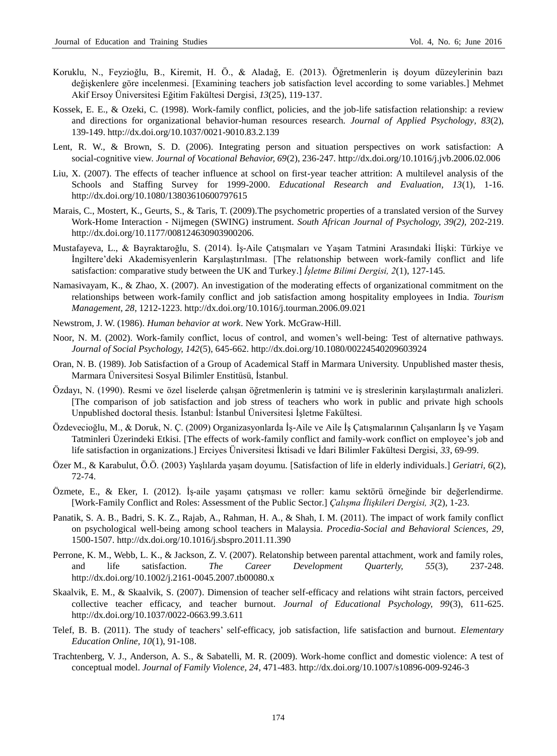Koruklu, N., Feyzioğlu, B., Kiremit, H. Ö., & Aladağ, E. (2013). Öğretmenlerin iş doyum düzeylerinin bazı değişkenlere göre incelenmesi. [Examining teachers job satisfaction level according to some variables.] Mehmet Akif Ersoy Üniversitesi Eğitim Fakültesi Dergisi, *13*(25), 119-137.

Kossek, E. E., & Ozeki, C. (1998). Work-family conflict, policies, and the job-life satisfaction relationship: a review and directions for organizational behavior-human resources research. *Journal of Applied Psychology, 83*(2), 139-149. http://dx.doi.org/10.1037/0021-9010.83.2.139

Lent, R. W., & Brown, S. D. (2006). Integrating person and situation perspectives on work satisfaction: A social-cognitive view. *Journal of Vocational Behavior, 69*(2), 236-247. http://dx.doi.org/10.1016/j.jvb.2006.02.006

Liu, X. (2007). The effects of teacher influence at school on first-year teacher attrition: A multilevel analysis of the Schools and Staffing Survey for 1999-2000. *Educational Research and Evaluation, 13*(1), 1-16. http://dx.doi.org/10.1080/13803610600797615

Marais, C., Mostert, K., Geurts, S., & Taris, T. (2009).The psychometric properties of a translated version of the Survey Work-Home Interaction - Nijmegen (SWING) instrument. *South African Journal of Psychology, 39(2),* 202-219. http://dx.doi.org/10.1177/008124630903900206.

Mustafayeva, L., & Bayraktaroğlu, S. (2014). İş-Aile Çatışmaları ve Yaşam Tatmini Arasındaki İlişki: Türkiye ve İngiltere'deki Akademisyenlerin Karşılaştırılması. [The relationship between work-family conflict and life satisfaction: comparative study between the UK and Turkey.] *İşletme Bilimi Dergisi, 2*(1), 127-145.

Namasivayam, K., & Zhao, X. (2007). An investigation of the moderating effects of organizational commitment on the relationships between work-family conflict and job satisfaction among hospitality employees in India. *Tourism Management, 28*, 1212-1223. http://dx.doi.org/10.1016/j.tourman.2006.09.021

Newstrom, J. W. (1986). *Human behavior at work*. New York. McGraw-Hill.

Noor, N. M. (2002). Work-family conflict, locus of control, and women's well-being: Test of alternative pathways. *Journal of Social Psychology, 142*(5), 645-662. http://dx.doi.org/10.1080/00224540209603924

Oran, N. B. (1989). Job Satisfaction of a Group of Academical Staff in Marmara University. Unpublished master thesis, Marmara Üniversitesi Sosyal Bilimler Enstitüsü, İstanbul.

Özdayı, N. (1990). Resmi ve özel liselerde çalışan öğretmenlerin iş tatmini ve iş streslerinin karşılaştırmalı analizleri. [The comparison of job satisfaction and job stress of teachers who work in public and private high schools Unpublished doctoral thesis. İstanbul: İstanbul Üniversitesi İşletme Fakültesi.

Özdevecioğlu, M., & Doruk, N. Ç. (2009) Organizasyonlarda İş-Aile ve Aile İş Çatışmalarının Çalışanların İş ve Yaşam Tatminleri Üzerindeki Etkisi. [The effects of work-family conflict and family-work conflict on employee's job and life satisfaction in organizations.] Erciyes Üniversitesi İktisadi ve İdari Bilimler Fakültesi Dergisi, *33*, 69-99.

Özer M., & Karabulut, Ö.Ö. (2003) Yaşlılarda yaşam doyumu. [Satisfaction of life in elderly individuals.] *Geriatri, 6*(2), 72-74.

Özmete, E., & Eker, I. (2012). İş-aile yaşamı çatışması ve roller: kamu sektörü örneğinde bir değerlendirme. [Work-Family Conflict and Roles: Assessment of the Public Sector.] *Çalışma İlişkileri Dergisi, 3*(2), 1-23.

Panatik, S. A. B., Badri, S. K. Z., Rajab, A., Rahman, H. A., & Shah, I. M. (2011). The impact of work family conflict on psychological well-being among school teachers in Malaysia. *Procedia-Social and Behavioral Sciences, 29*, 1500-1507. http://dx.doi.org/10.1016/j.sbspro.2011.11.390

Perrone, K. M., Webb, L. K., & Jackson, Z. V. (2007). Relatonship between parental attachment, work and family roles, and life satisfaction. *The Career Development Quarterly, 55*(3), 237-248. http://dx.doi.org/10.1002/j.2161-0045.2007.tb00080.x

Skaalvik, E. M., & Skaalvik, S. (2007). Dimension of teacher self-efficacy and relations wiht strain factors, perceived collective teacher efficacy, and teacher burnout. *Journal of Educational Psychology, 99*(3), 611-625. http://dx.doi.org/10.1037/0022-0663.99.3.611

Telef, B. B. (2011). The study of teachers' self-efficacy, job satisfaction, life satisfaction and burnout. *Elementary Education Online, 10*(1), 91-108.

Trachtenberg, V. J., Anderson, A. S., & Sabatelli, M. R. (2009). Work-home conflict and domestic violence: A test of conceptual model. *Journal of Family Violence, 24*, 471-483. http://dx.doi.org/10.1007/s10896-009-9246-3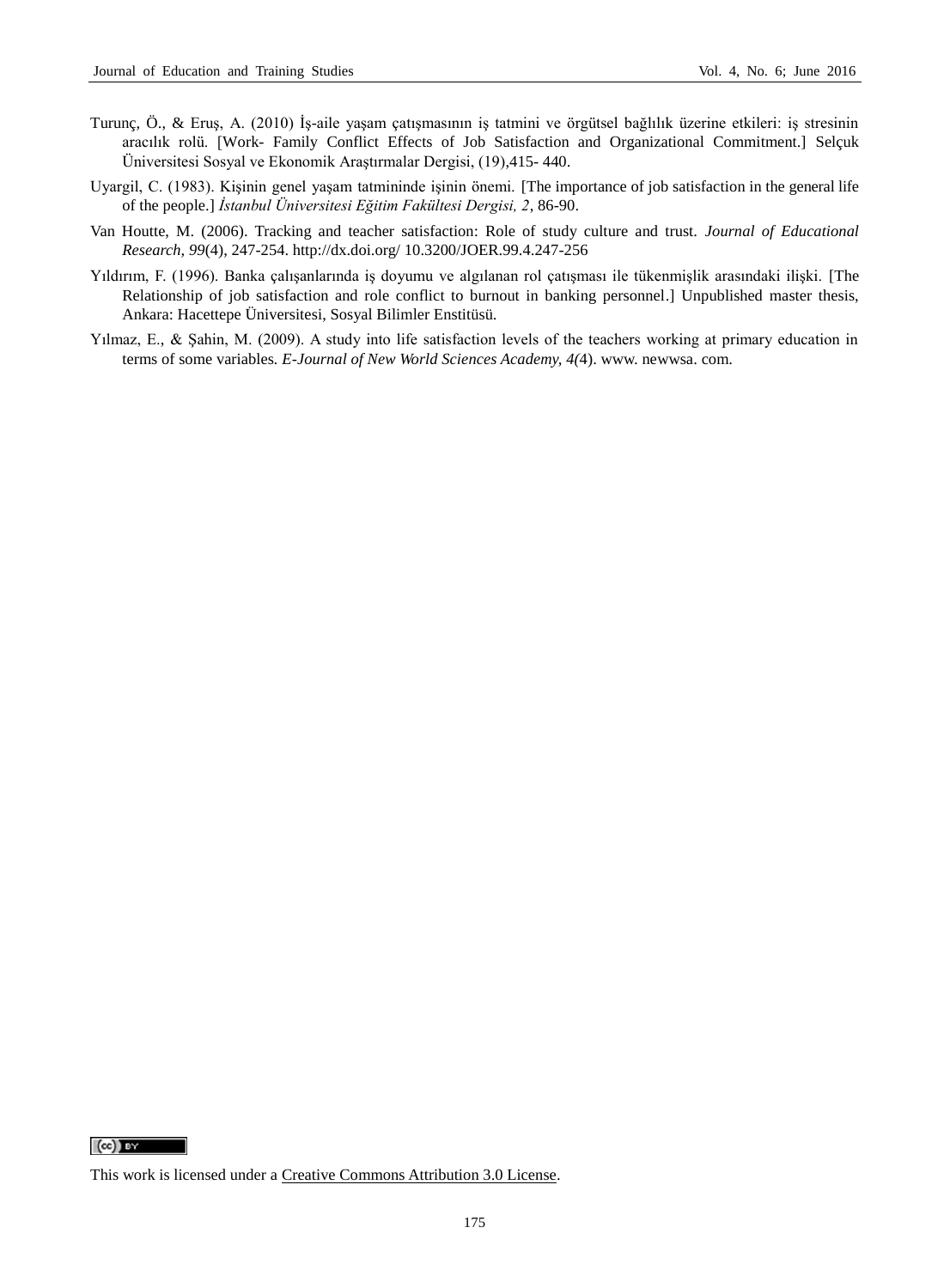Turunç, Ö., & Eruş, A. (2010) İş-aile yaşam çatışmasının iş tatmini ve örgütsel bağlılık üzerine etkileri: iş stresinin aracılık rolü. [Work- Family Conflict Effects of Job Satisfaction and Organizational Commitment.] Selçuk Üniversitesi Sosyal ve Ekonomik Araştırmalar Dergisi, (19),415- 440.

Uyargil, C. (1983). Kişinin genel yaşam tatmininde işinin önemi. [The importance of job satisfaction in the general life of the people.] *İstanbul Üniversitesi Eğitim Fakültesi Dergisi, 2*, 86-90.

Van Houtte, M. (2006). Tracking and teacher satisfaction: Role of study culture and trust. *Journal of Educational Research, 99*(4), 247-254. http://dx.doi.org/ 10.3200/JOER.99.4.247-256

Yıldırım, F. (1996). Banka çalışanlarında iş doyumu ve algılanan rol çatışması ile tükenmişlik arasındaki ilişki. [The Relationship of job satisfaction and role conflict to burnout in banking personnel.] Unpublished master thesis, Ankara: Hacettepe Üniversitesi, Sosyal Bilimler Enstitüsü.

Yılmaz, E., & Şahin, M. (2009). A study into life satisfaction levels of the teachers working at primary education in terms of some variables. *E-Journal of New World Sciences Academy, 4*(4). www. newwsa. com.

This work is licensed under a Creative Commons Attribution 3.0 License.